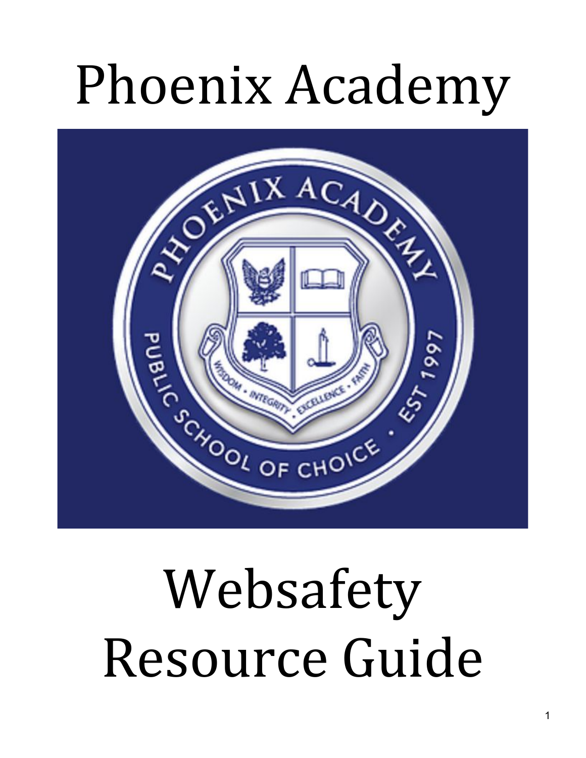# Phoenix Academy

# Websafety Resource Guide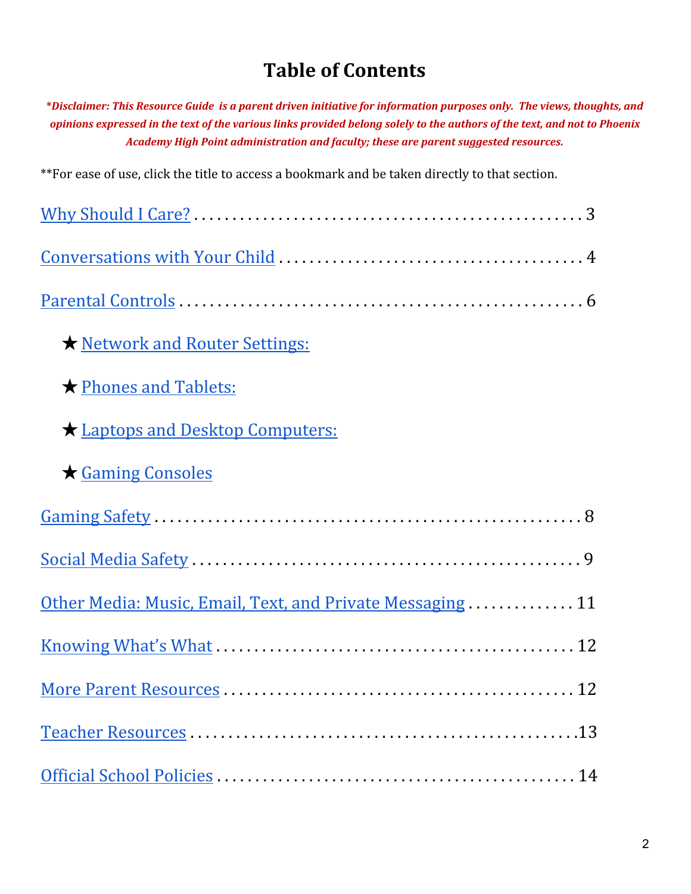# Table of Contents

***Disclaimer: This Resource Guide is a parent driven initiative for information purposes only. The views, thoughts, and opinions expressed in the text of the various links provided belong solely to the authors of the text, and not to Phoenix Academy High Point administration and faculty; these are parent suggested resources.***

**For ease of use, click the title to access a bookmark and be taken directly to that section.

Why Should I Care? .................................................. 3

Conversations with Your Child ........................................ 4

Parental Controls .................................................... 6

- ★ Network and Router Settings:
- ★ Phones and Tablets:
- ★ Laptops and Desktop Computers:
- ★ Gaming Consoles

Gaming Safety ........................................................ 8

Social Media Safety .................................................. 9

Other Media: Music, Email, Text, and Private Messaging ............... 11

Knowing What's What .................................................. 12

More Parent Resources ................................................ 12

Teacher Resources .................................................... 13

Official School Policies .............................................. 14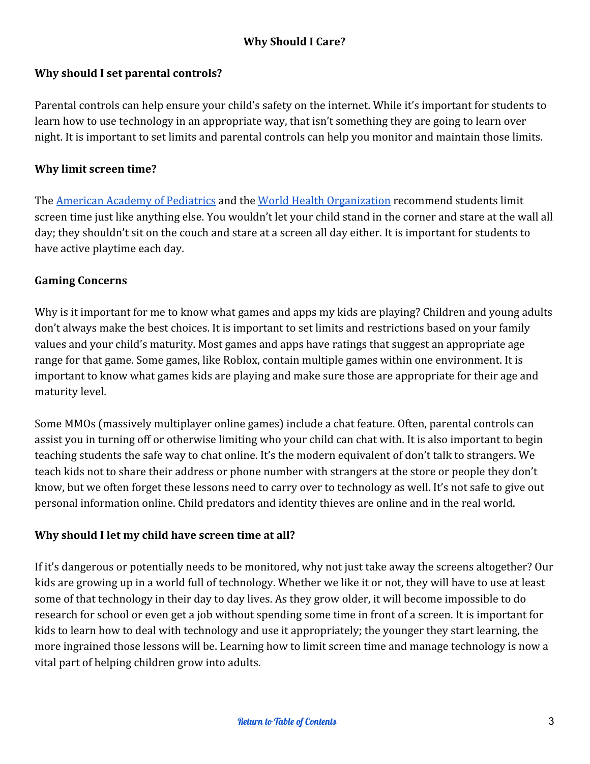# Why Should I Care?

## Why should I set parental controls?

Parental controls can help ensure your child's safety on the internet. While it's important for students to learn how to use technology in an appropriate way, that isn't something they are going to learn over night. It is important to set limits and parental controls can help you monitor and maintain those limits.

## Why limit screen time?

The [American Academy of Pediatrics]() and the [World Health Organization]() recommend students limit screen time just like anything else. You wouldn't let your child stand in the corner and stare at the wall all day; they shouldn't sit on the couch and stare at a screen all day either. It is important for students to have active playtime each day.

## Gaming Concerns

Why is it important for me to know what games and apps my kids are playing? Children and young adults don't always make the best choices. It is important to set limits and restrictions based on your family values and your child's maturity. Most games and apps have ratings that suggest an appropriate age range for that game. Some games, like Roblox, contain multiple games within one environment. It is important to know what games kids are playing and make sure those are appropriate for their age and maturity level.

Some MMOs (massively multiplayer online games) include a chat feature. Often, parental controls can assist you in turning off or otherwise limiting who your child can chat with. It is also important to begin teaching students the safe way to chat online. It's the modern equivalent of don't talk to strangers. We teach kids not to share their address or phone number with strangers at the store or people they don't know, but we often forget these lessons need to carry over to technology as well. It's not safe to give out personal information online. Child predators and identity thieves are online and in the real world.

## Why should I let my child have screen time at all?

If it's dangerous or potentially needs to be monitored, why not just take away the screens altogether? Our kids are growing up in a world full of technology. Whether we like it or not, they will have to use at least some of that technology in their day to day lives. As they grow older, it will become impossible to do research for school or even get a job without spending some time in front of a screen. It is important for kids to learn how to deal with technology and use it appropriately; the younger they start learning, the more ingrained those lessons will be. Learning how to limit screen time and manage technology is now a vital part of helping children grow into adults.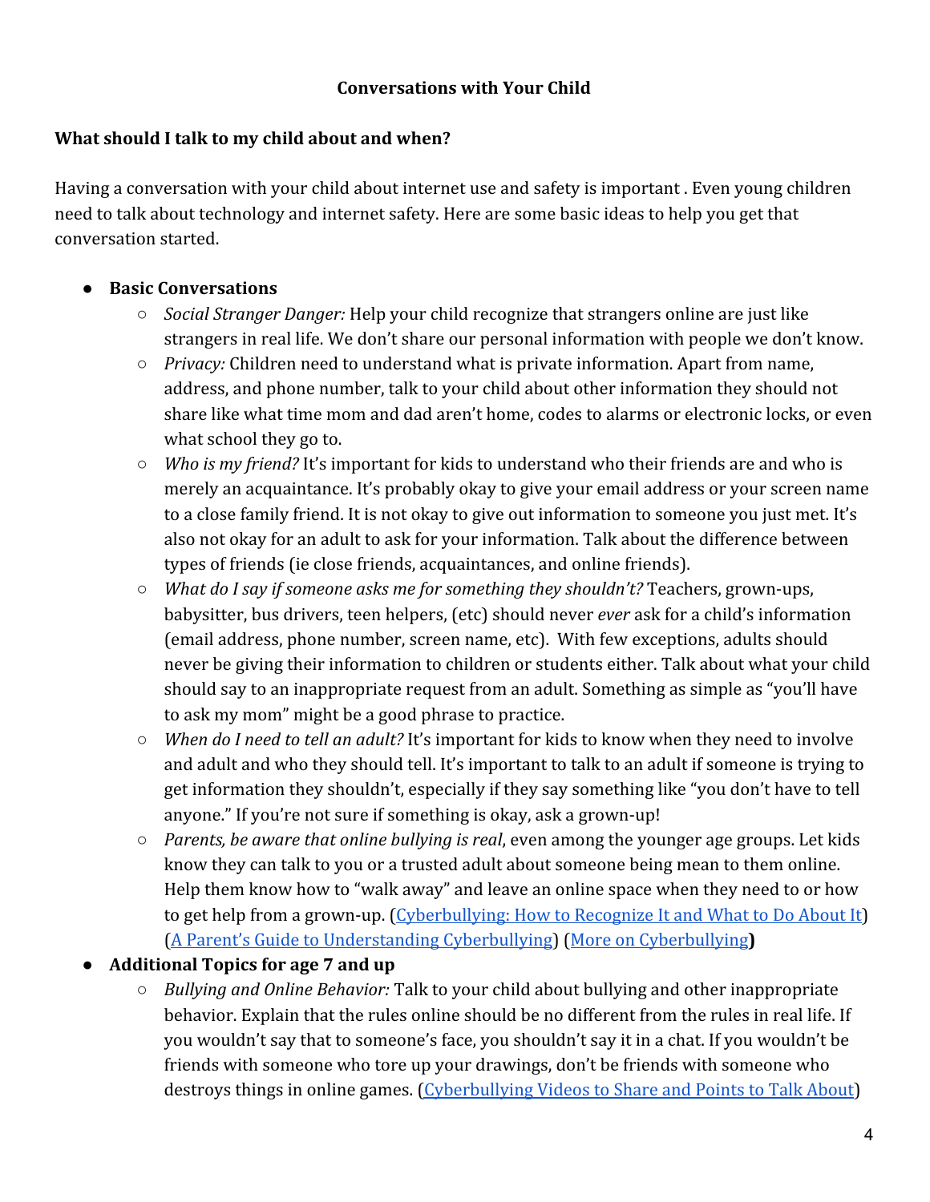## Conversations with Your Child

**What should I talk to my child about and when?**

Having a conversation with your child about internet use and safety is important . Even young children need to talk about technology and internet safety. Here are some basic ideas to help you get that conversation started.

- **Basic Conversations**
  - *Social Stranger Danger:* Help your child recognize that strangers online are just like strangers in real life. We don't share our personal information with people we don't know.
  - *Privacy:* Children need to understand what is private information. Apart from name, address, and phone number, talk to your child about other information they should not share like what time mom and dad aren't home, codes to alarms or electronic locks, or even what school they go to.
  - *Who is my friend?* It's important for kids to understand who their friends are and who is merely an acquaintance. It's probably okay to give your email address or your screen name to a close family friend. It is not okay to give out information to someone you just met. It's also not okay for an adult to ask for your information. Talk about the difference between types of friends (ie close friends, acquaintances, and online friends).
  - *What do I say if someone asks me for something they shouldn't?* Teachers, grown-ups, babysitter, bus drivers, teen helpers, (etc) should never *ever* ask for a child's information (email address, phone number, screen name, etc). With few exceptions, adults should never be giving their information to children or students either. Talk about what your child should say to an inappropriate request from an adult. Something as simple as "you'll have to ask my mom" might be a good phrase to practice.
  - *When do I need to tell an adult?* It's important for kids to know when they need to involve and adult and who they should tell. It's important to talk to an adult if someone is trying to get information they shouldn't, especially if they say something like "you don't have to tell anyone." If you're not sure if something is okay, ask a grown-up!
  - *Parents, be aware that online bullying is real*, even among the younger age groups. Let kids know they can talk to you or a trusted adult about someone being mean to them online. Help them know how to "walk away" and leave an online space when they need to or how to get help from a grown-up. (Cyberbullying: How to Recognize It and What to Do About It) (A Parent's Guide to Understanding Cyberbullying) (More on Cyberbullying**)**
- **Additional Topics for age 7 and up**
  - *Bullying and Online Behavior:* Talk to your child about bullying and other inappropriate behavior. Explain that the rules online should be no different from the rules in real life. If you wouldn't say that to someone's face, you shouldn't say it in a chat. If you wouldn't be friends with someone who tore up your drawings, don't be friends with someone who destroys things in online games. (Cyberbullying Videos to Share and Points to Talk About)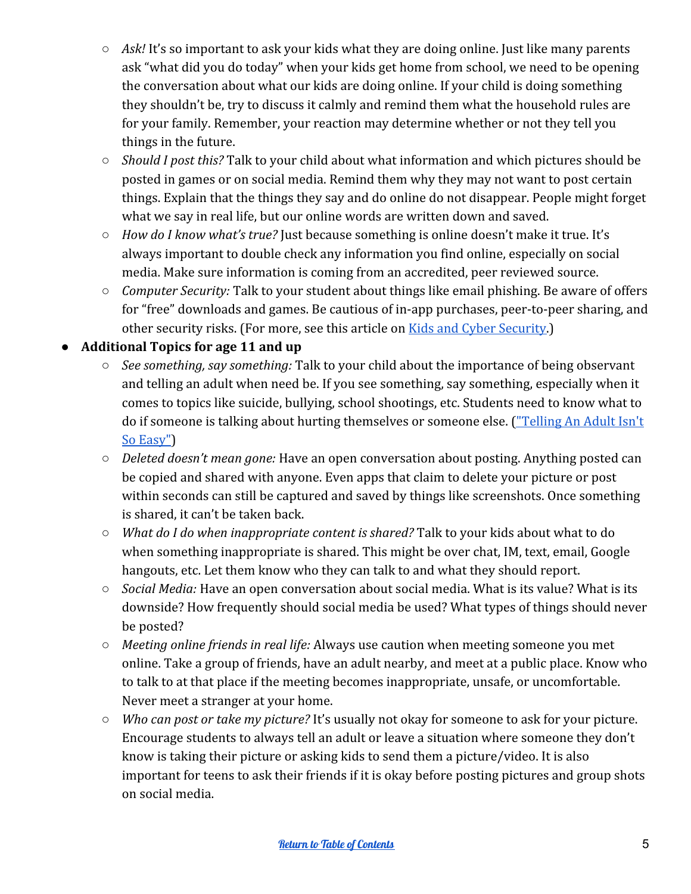- *Ask!* It's so important to ask your kids what they are doing online. Just like many parents ask "what did you do today" when your kids get home from school, we need to be opening the conversation about what our kids are doing online. If your child is doing something they shouldn't be, try to discuss it calmly and remind them what the household rules are for your family. Remember, your reaction may determine whether or not they tell you things in the future.
- *Should I post this?* Talk to your child about what information and which pictures should be posted in games or on social media. Remind them why they may not want to post certain things. Explain that the things they say and do online do not disappear. People might forget what we say in real life, but our online words are written down and saved.
- *How do I know what's true?* Just because something is online doesn't make it true. It's always important to double check any information you find online, especially on social media. Make sure information is coming from an accredited, peer reviewed source.
- *Computer Security:* Talk to your student about things like email phishing. Be aware of offers for "free" downloads and games. Be cautious of in-app purchases, peer-to-peer sharing, and other security risks. (For more, see this article on [Kids and Cyber Security](#).)

- **Additional Topics for age 11 and up**
  - *See something, say something:* Talk to your child about the importance of being observant and telling an adult when need be. If you see something, say something, especially when it comes to topics like suicide, bullying, school shootings, etc. Students need to know what to do if someone is talking about hurting themselves or someone else. (["Telling An Adult Isn't So Easy"](#))
  - *Deleted doesn't mean gone:* Have an open conversation about posting. Anything posted can be copied and shared with anyone. Even apps that claim to delete your picture or post within seconds can still be captured and saved by things like screenshots. Once something is shared, it can't be taken back.
  - *What do I do when inappropriate content is shared?* Talk to your kids about what to do when something inappropriate is shared. This might be over chat, IM, text, email, Google hangouts, etc. Let them know who they can talk to and what they should report.
  - *Social Media:* Have an open conversation about social media. What is its value? What is its downside? How frequently should social media be used? What types of things should never be posted?
  - *Meeting online friends in real life:* Always use caution when meeting someone you met online. Take a group of friends, have an adult nearby, and meet at a public place. Know who to talk to at that place if the meeting becomes inappropriate, unsafe, or uncomfortable. Never meet a stranger at your home.
  - *Who can post or take my picture?* It's usually not okay for someone to ask for your picture. Encourage students to always tell an adult or leave a situation where someone they don't know is taking their picture or asking kids to send them a picture/video. It is also important for teens to ask their friends if it is okay before posting pictures and group shots on social media.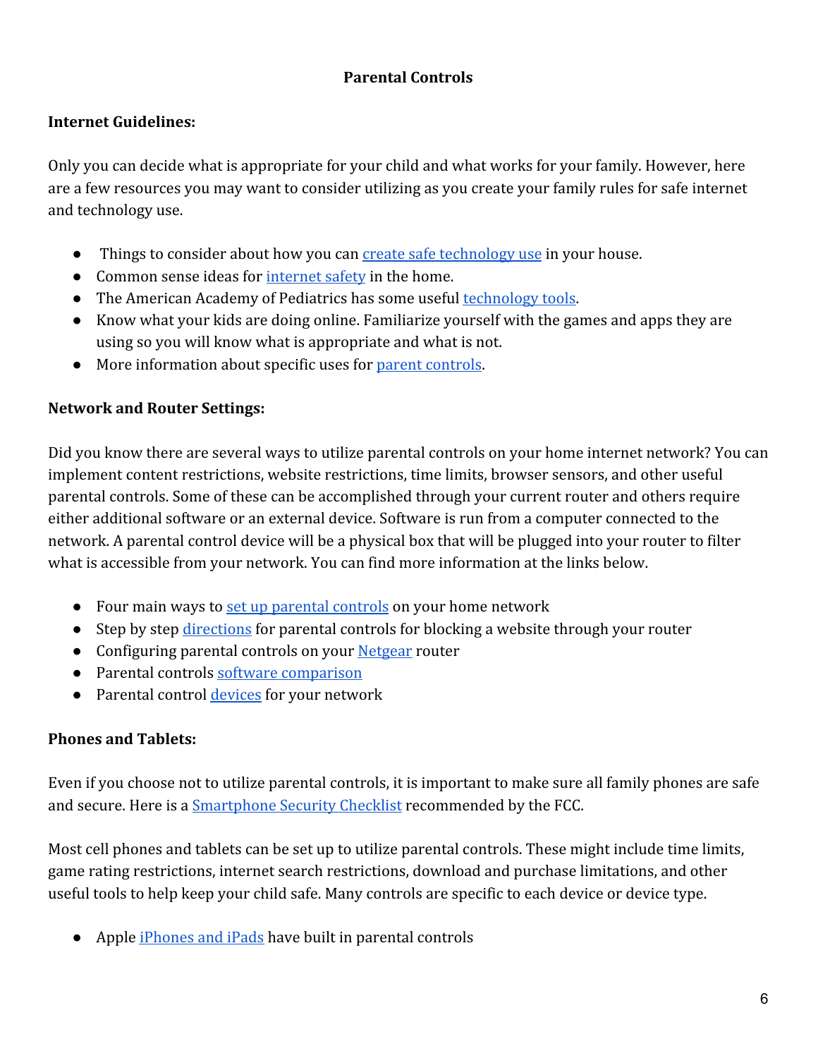# Parental Controls

**Internet Guidelines:**

Only you can decide what is appropriate for your child and what works for your family. However, here are a few resources you may want to consider utilizing as you create your family rules for safe internet and technology use.

- Things to consider about how you can create safe technology use in your house.
- Common sense ideas for internet safety in the home.
- The American Academy of Pediatrics has some useful technology tools.
- Know what your kids are doing online. Familiarize yourself with the games and apps they are using so you will know what is appropriate and what is not.
- More information about specific uses for parent controls.

**Network and Router Settings:**

Did you know there are several ways to utilize parental controls on your home internet network? You can implement content restrictions, website restrictions, time limits, browser sensors, and other useful parental controls. Some of these can be accomplished through your current router and others require either additional software or an external device. Software is run from a computer connected to the network. A parental control device will be a physical box that will be plugged into your router to filter what is accessible from your network. You can find more information at the links below.

- Four main ways to set up parental controls on your home network
- Step by step directions for parental controls for blocking a website through your router
- Configuring parental controls on your Netgear router
- Parental controls software comparison
- Parental control devices for your network

**Phones and Tablets:**

Even if you choose not to utilize parental controls, it is important to make sure all family phones are safe and secure. Here is a Smartphone Security Checklist recommended by the FCC.

Most cell phones and tablets can be set up to utilize parental controls. These might include time limits, game rating restrictions, internet search restrictions, download and purchase limitations, and other useful tools to help keep your child safe. Many controls are specific to each device or device type.

- Apple iPhones and iPads have built in parental controls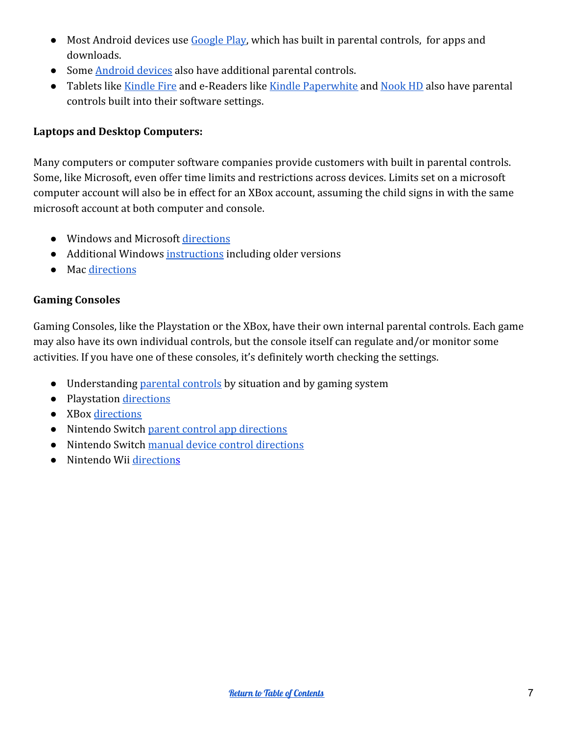- Most Android devices use Google Play, which has built in parental controls,  for apps and downloads.
- Some Android devices also have additional parental controls.
- Tablets like Kindle Fire and e-Readers like Kindle Paperwhite and Nook HD also have parental controls built into their software settings.

**Laptops and Desktop Computers:**

Many computers or computer software companies provide customers with built in parental controls. Some, like Microsoft, even offer time limits and restrictions across devices. Limits set on a microsoft computer account will also be in effect for an XBox account, assuming the child signs in with the same microsoft account at both computer and console.

- Windows and Microsoft directions
- Additional Windows instructions including older versions
- Mac directions

**Gaming Consoles**

Gaming Consoles, like the Playstation or the XBox, have their own internal parental controls. Each game may also have its own individual controls, but the console itself can regulate and/or monitor some activities. If you have one of these consoles, it's definitely worth checking the settings.

- Understanding parental controls by situation and by gaming system
- Playstation directions
- XBox directions
- Nintendo Switch parent control app directions
- Nintendo Switch manual device control directions
- Nintendo Wii directions

Return to Table of Contents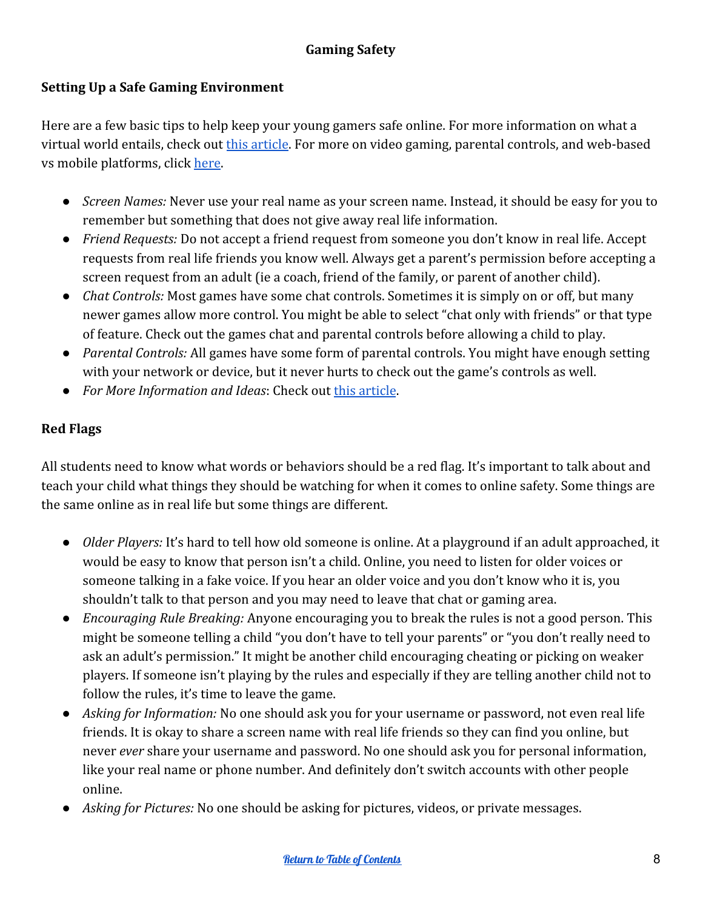## Gaming Safety

### Setting Up a Safe Gaming Environment

Here are a few basic tips to help keep your young gamers safe online. For more information on what a virtual world entails, check out this article. For more on video gaming, parental controls, and web-based vs mobile platforms, click here.

- *Screen Names:* Never use your real name as your screen name. Instead, it should be easy for you to remember but something that does not give away real life information.
- *Friend Requests:* Do not accept a friend request from someone you don't know in real life. Accept requests from real life friends you know well. Always get a parent's permission before accepting a screen request from an adult (ie a coach, friend of the family, or parent of another child).
- *Chat Controls:* Most games have some chat controls. Sometimes it is simply on or off, but many newer games allow more control. You might be able to select "chat only with friends" or that type of feature. Check out the games chat and parental controls before allowing a child to play.
- *Parental Controls:* All games have some form of parental controls. You might have enough setting with your network or device, but it never hurts to check out the game's controls as well.
- *For More Information and Ideas*: Check out this article.

### Red Flags

All students need to know what words or behaviors should be a red flag. It's important to talk about and teach your child what things they should be watching for when it comes to online safety. Some things are the same online as in real life but some things are different.

- *Older Players:* It's hard to tell how old someone is online. At a playground if an adult approached, it would be easy to know that person isn't a child. Online, you need to listen for older voices or someone talking in a fake voice. If you hear an older voice and you don't know who it is, you shouldn't talk to that person and you may need to leave that chat or gaming area.
- *Encouraging Rule Breaking:* Anyone encouraging you to break the rules is not a good person. This might be someone telling a child "you don't have to tell your parents" or "you don't really need to ask an adult's permission." It might be another child encouraging cheating or picking on weaker players. If someone isn't playing by the rules and especially if they are telling another child not to follow the rules, it's time to leave the game.
- *Asking for Information:* No one should ask you for your username or password, not even real life friends. It is okay to share a screen name with real life friends so they can find you online, but never *ever* share your username and password. No one should ask you for personal information, like your real name or phone number. And definitely don't switch accounts with other people online.
- *Asking for Pictures:* No one should be asking for pictures, videos, or private messages.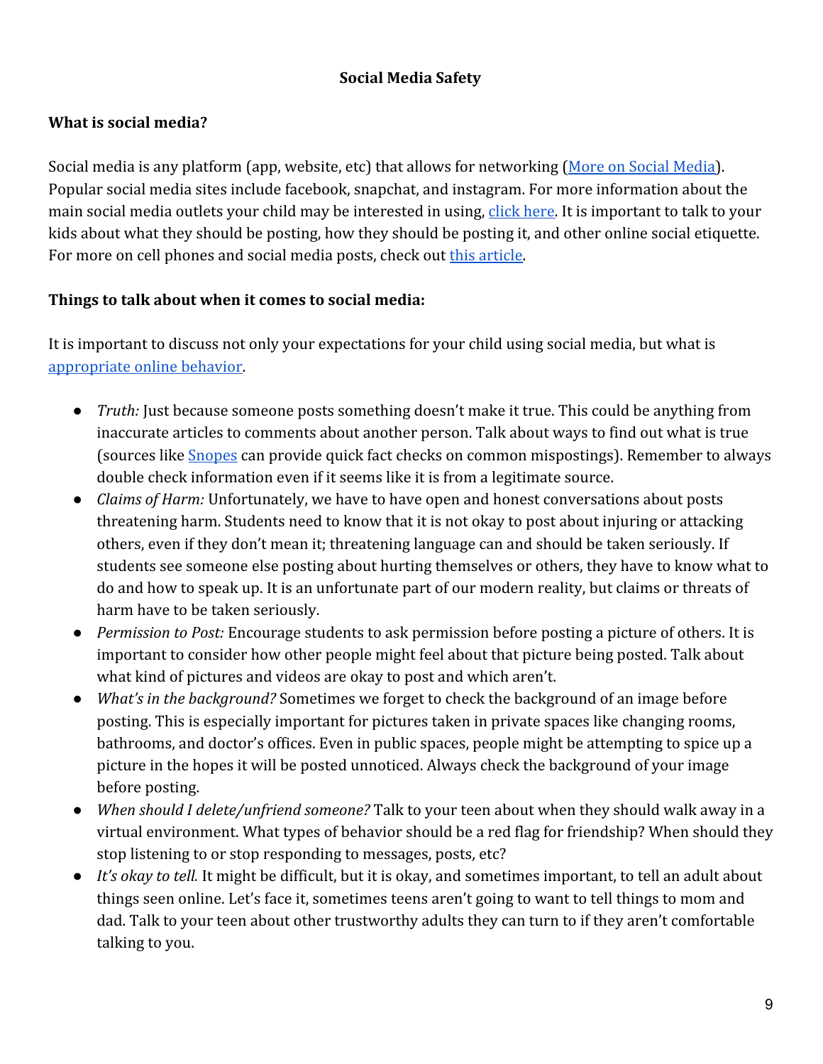# Social Media Safety

## What is social media?

Social media is any platform (app, website, etc) that allows for networking (More on Social Media). Popular social media sites include facebook, snapchat, and instagram. For more information about the main social media outlets your child may be interested in using, click here. It is important to talk to your kids about what they should be posting, how they should be posting it, and other online social etiquette. For more on cell phones and social media posts, check out this article.

## Things to talk about when it comes to social media:

It is important to discuss not only your expectations for your child using social media, but what is appropriate online behavior.

- *Truth:* Just because someone posts something doesn't make it true. This could be anything from inaccurate articles to comments about another person. Talk about ways to find out what is true (sources like Snopes can provide quick fact checks on common mispostings). Remember to always double check information even if it seems like it is from a legitimate source.
- *Claims of Harm:* Unfortunately, we have to have open and honest conversations about posts threatening harm. Students need to know that it is not okay to post about injuring or attacking others, even if they don't mean it; threatening language can and should be taken seriously. If students see someone else posting about hurting themselves or others, they have to know what to do and how to speak up. It is an unfortunate part of our modern reality, but claims or threats of harm have to be taken seriously.
- *Permission to Post:* Encourage students to ask permission before posting a picture of others. It is important to consider how other people might feel about that picture being posted. Talk about what kind of pictures and videos are okay to post and which aren't.
- *What's in the background?* Sometimes we forget to check the background of an image before posting. This is especially important for pictures taken in private spaces like changing rooms, bathrooms, and doctor's offices. Even in public spaces, people might be attempting to spice up a picture in the hopes it will be posted unnoticed. Always check the background of your image before posting.
- *When should I delete/unfriend someone?* Talk to your teen about when they should walk away in a virtual environment. What types of behavior should be a red flag for friendship? When should they stop listening to or stop responding to messages, posts, etc?
- *It's okay to tell.* It might be difficult, but it is okay, and sometimes important, to tell an adult about things seen online. Let's face it, sometimes teens aren't going to want to tell things to mom and dad. Talk to your teen about other trustworthy adults they can turn to if they aren't comfortable talking to you.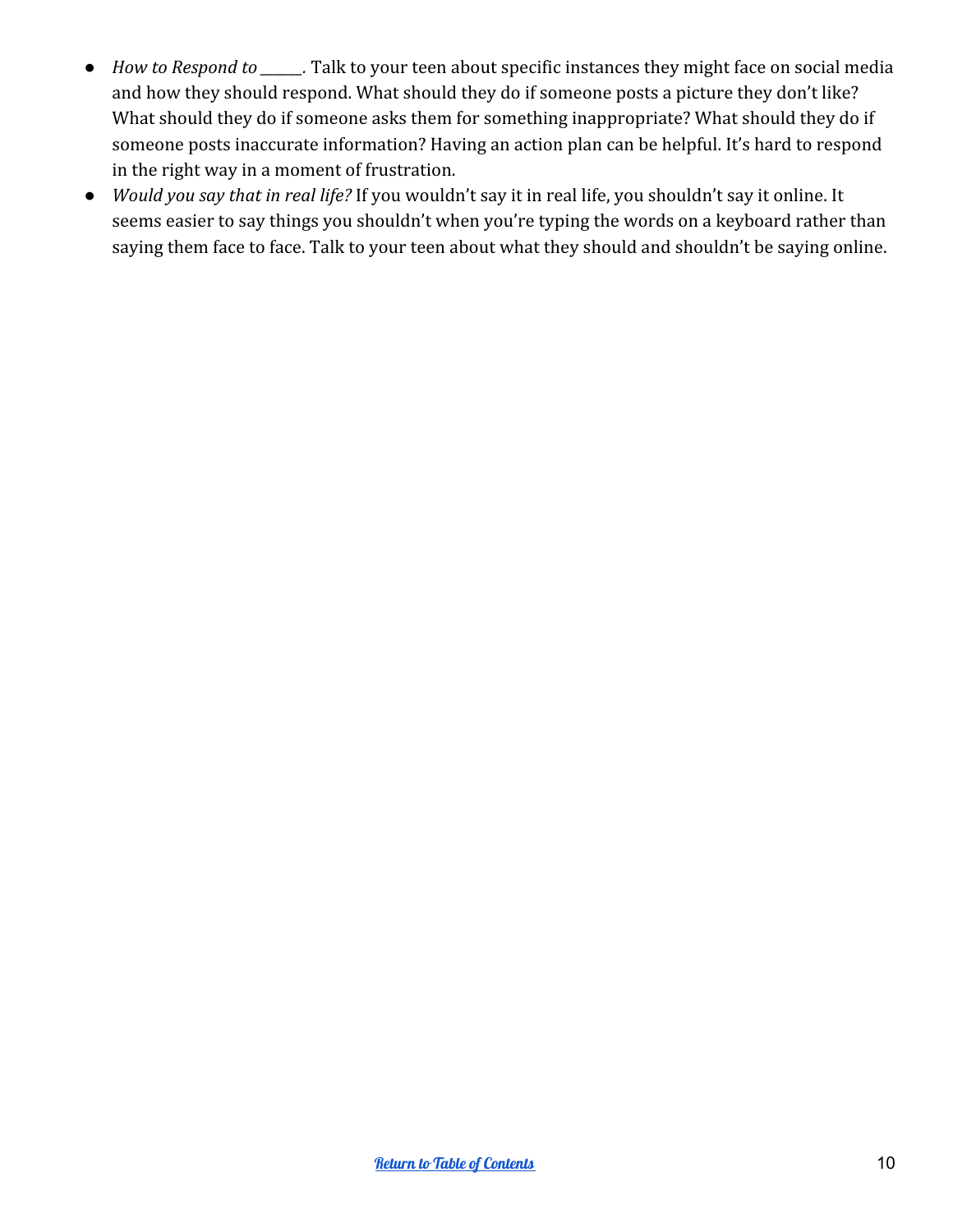- *How to Respond to ______.* Talk to your teen about specific instances they might face on social media and how they should respond. What should they do if someone posts a picture they don't like? What should they do if someone asks them for something inappropriate? What should they do if someone posts inaccurate information? Having an action plan can be helpful. It's hard to respond in the right way in a moment of frustration.
- *Would you say that in real life?* If you wouldn't say it in real life, you shouldn't say it online. It seems easier to say things you shouldn't when you're typing the words on a keyboard rather than saying them face to face. Talk to your teen about what they should and shouldn't be saying online.

[Return to Table of Contents]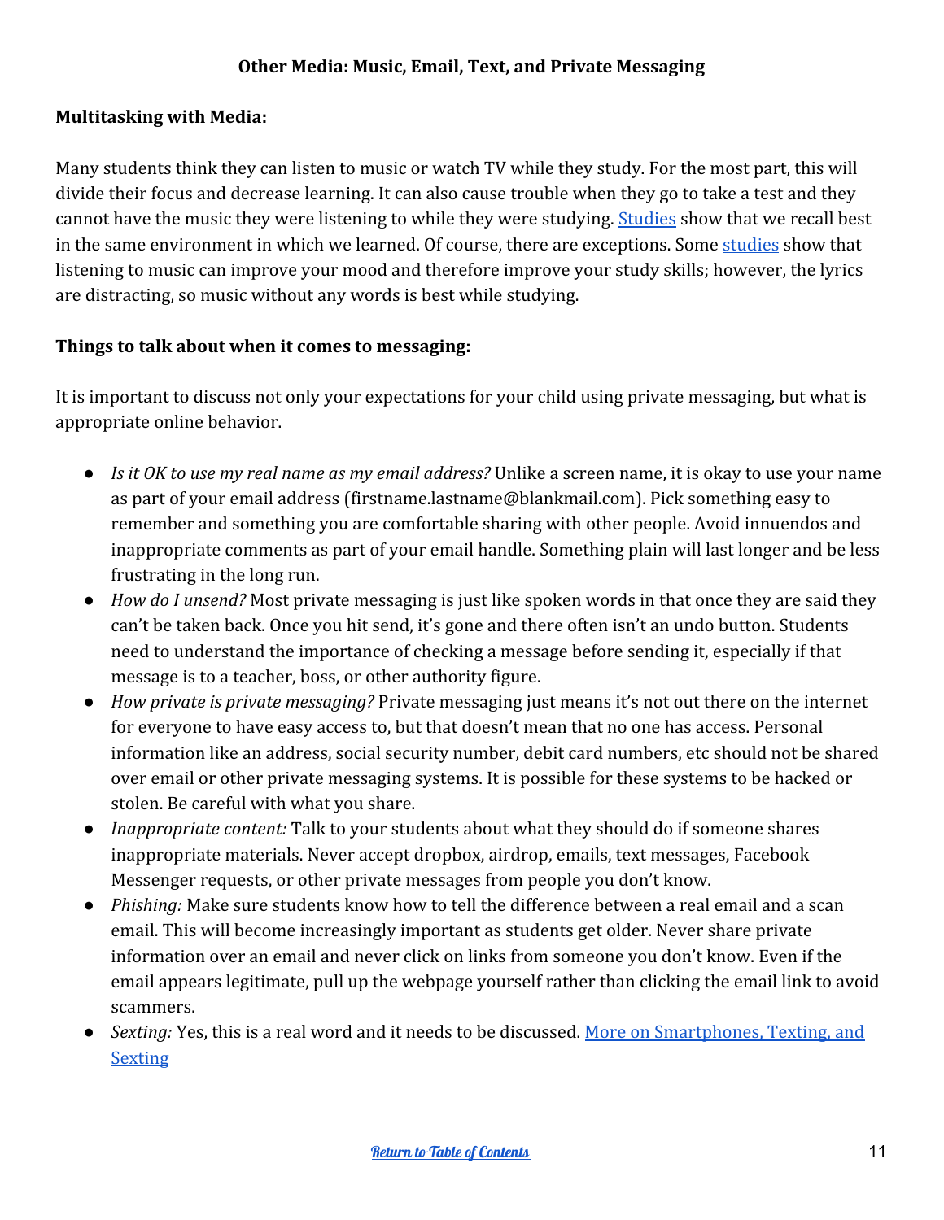## Other Media: Music, Email, Text, and Private Messaging

**Multitasking with Media:**

Many students think they can listen to music or watch TV while they study. For the most part, this will divide their focus and decrease learning. It can also cause trouble when they go to take a test and they cannot have the music they were listening to while they were studying. Studies show that we recall best in the same environment in which we learned. Of course, there are exceptions. Some studies show that listening to music can improve your mood and therefore improve your study skills; however, the lyrics are distracting, so music without any words is best while studying.

**Things to talk about when it comes to messaging:**

It is important to discuss not only your expectations for your child using private messaging, but what is appropriate online behavior.

- *Is it OK to use my real name as my email address?* Unlike a screen name, it is okay to use your name as part of your email address (firstname.lastname@blankmail.com). Pick something easy to remember and something you are comfortable sharing with other people. Avoid innuendos and inappropriate comments as part of your email handle. Something plain will last longer and be less frustrating in the long run.
- *How do I unsend?* Most private messaging is just like spoken words in that once they are said they can't be taken back. Once you hit send, it's gone and there often isn't an undo button. Students need to understand the importance of checking a message before sending it, especially if that message is to a teacher, boss, or other authority figure.
- *How private is private messaging?* Private messaging just means it's not out there on the internet for everyone to have easy access to, but that doesn't mean that no one has access. Personal information like an address, social security number, debit card numbers, etc should not be shared over email or other private messaging systems. It is possible for these systems to be hacked or stolen. Be careful with what you share.
- *Inappropriate content:* Talk to your students about what they should do if someone shares inappropriate materials. Never accept dropbox, airdrop, emails, text messages, Facebook Messenger requests, or other private messages from people you don't know.
- *Phishing:* Make sure students know how to tell the difference between a real email and a scan email. This will become increasingly important as students get older. Never share private information over an email and never click on links from someone you don't know. Even if the email appears legitimate, pull up the webpage yourself rather than clicking the email link to avoid scammers.
- *Sexting:* Yes, this is a real word and it needs to be discussed. More on Smartphones, Texting, and Sexting

Return to Table of Contents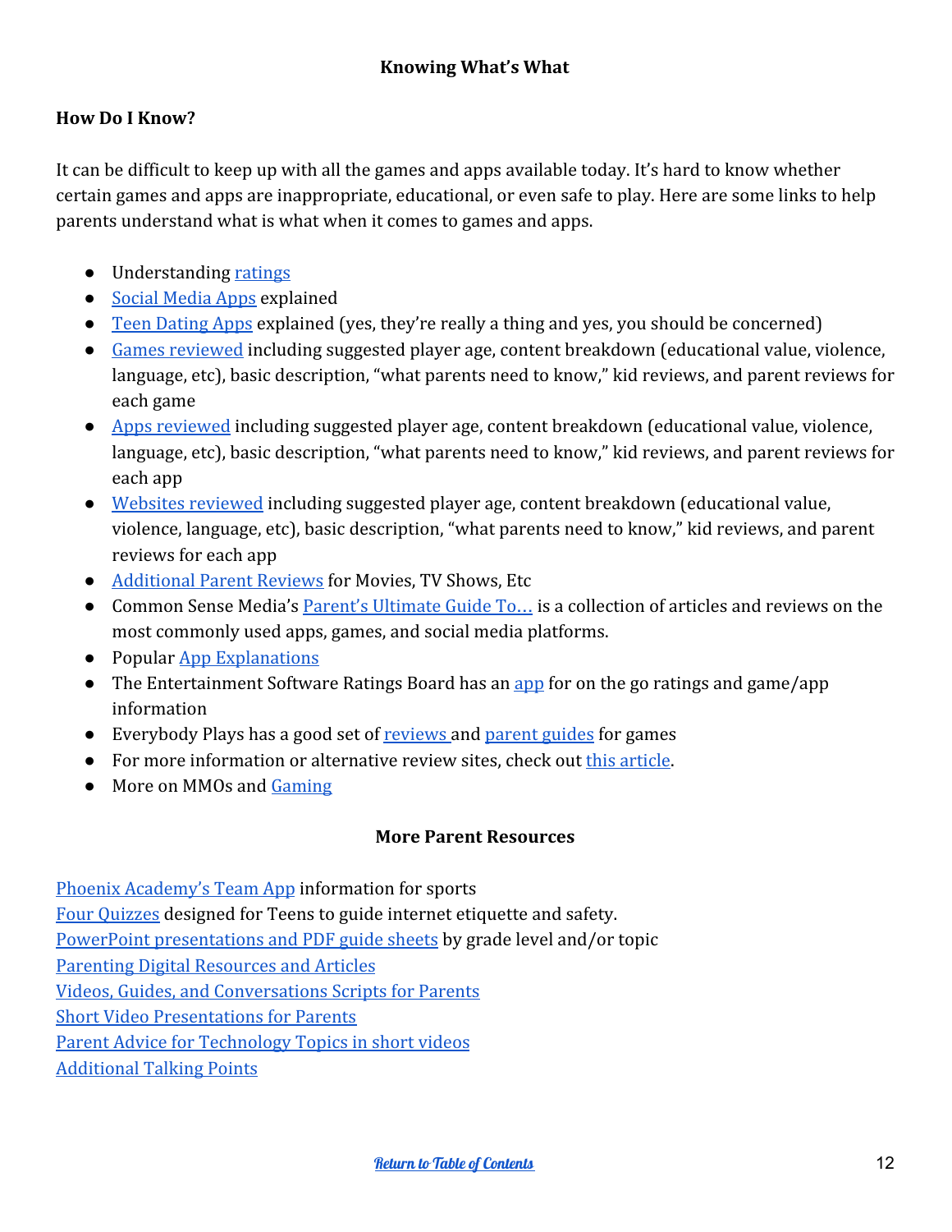## Knowing What's What

### How Do I Know?

It can be difficult to keep up with all the games and apps available today. It's hard to know whether certain games and apps are inappropriate, educational, or even safe to play. Here are some links to help parents understand what is what when it comes to games and apps.

- Understanding ratings
- Social Media Apps explained
- Teen Dating Apps explained (yes, they're really a thing and yes, you should be concerned)
- Games reviewed including suggested player age, content breakdown (educational value, violence, language, etc), basic description, "what parents need to know," kid reviews, and parent reviews for each game
- Apps reviewed including suggested player age, content breakdown (educational value, violence, language, etc), basic description, "what parents need to know," kid reviews, and parent reviews for each app
- Websites reviewed including suggested player age, content breakdown (educational value, violence, language, etc), basic description, "what parents need to know," kid reviews, and parent reviews for each app
- Additional Parent Reviews for Movies, TV Shows, Etc
- Common Sense Media's Parent's Ultimate Guide To… is a collection of articles and reviews on the most commonly used apps, games, and social media platforms.
- Popular App Explanations
- The Entertainment Software Ratings Board has an app for on the go ratings and game/app information
- Everybody Plays has a good set of reviews and parent guides for games
- For more information or alternative review sites, check out this article.
- More on MMOs and Gaming

## More Parent Resources

Phoenix Academy's Team App information for sports
Four Quizzes designed for Teens to guide internet etiquette and safety.
PowerPoint presentations and PDF guide sheets by grade level and/or topic
Parenting Digital Resources and Articles
Videos, Guides, and Conversations Scripts for Parents
Short Video Presentations for Parents
Parent Advice for Technology Topics in short videos
Additional Talking Points

Return to Table of Contents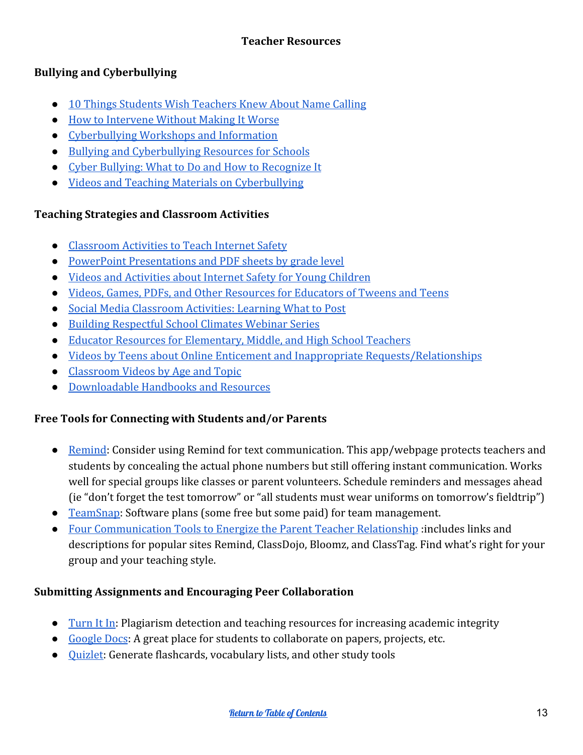# Teacher Resources

## Bullying and Cyberbullying

- 10 Things Students Wish Teachers Knew About Name Calling
- How to Intervene Without Making It Worse
- Cyberbullying Workshops and Information
- Bullying and Cyberbullying Resources for Schools
- Cyber Bullying: What to Do and How to Recognize It
- Videos and Teaching Materials on Cyberbullying

## Teaching Strategies and Classroom Activities

- Classroom Activities to Teach Internet Safety
- PowerPoint Presentations and PDF sheets by grade level
- Videos and Activities about Internet Safety for Young Children
- Videos, Games, PDFs, and Other Resources for Educators of Tweens and Teens
- Social Media Classroom Activities: Learning What to Post
- Building Respectful School Climates Webinar Series
- Educator Resources for Elementary, Middle, and High School Teachers
- Videos by Teens about Online Enticement and Inappropriate Requests/Relationships
- Classroom Videos by Age and Topic
- Downloadable Handbooks and Resources

## Free Tools for Connecting with Students and/or Parents

- Remind: Consider using Remind for text communication. This app/webpage protects teachers and students by concealing the actual phone numbers but still offering instant communication. Works well for special groups like classes or parent volunteers. Schedule reminders and messages ahead (ie "don't forget the test tomorrow" or "all students must wear uniforms on tomorrow's fieldtrip")
- TeamSnap: Software plans (some free but some paid) for team management.
- Four Communication Tools to Energize the Parent Teacher Relationship :includes links and descriptions for popular sites Remind, ClassDojo, Bloomz, and ClassTag. Find what's right for your group and your teaching style.

## Submitting Assignments and Encouraging Peer Collaboration

- Turn It In: Plagiarism detection and teaching resources for increasing academic integrity
- Google Docs: A great place for students to collaborate on papers, projects, etc.
- Quizlet: Generate flashcards, vocabulary lists, and other study tools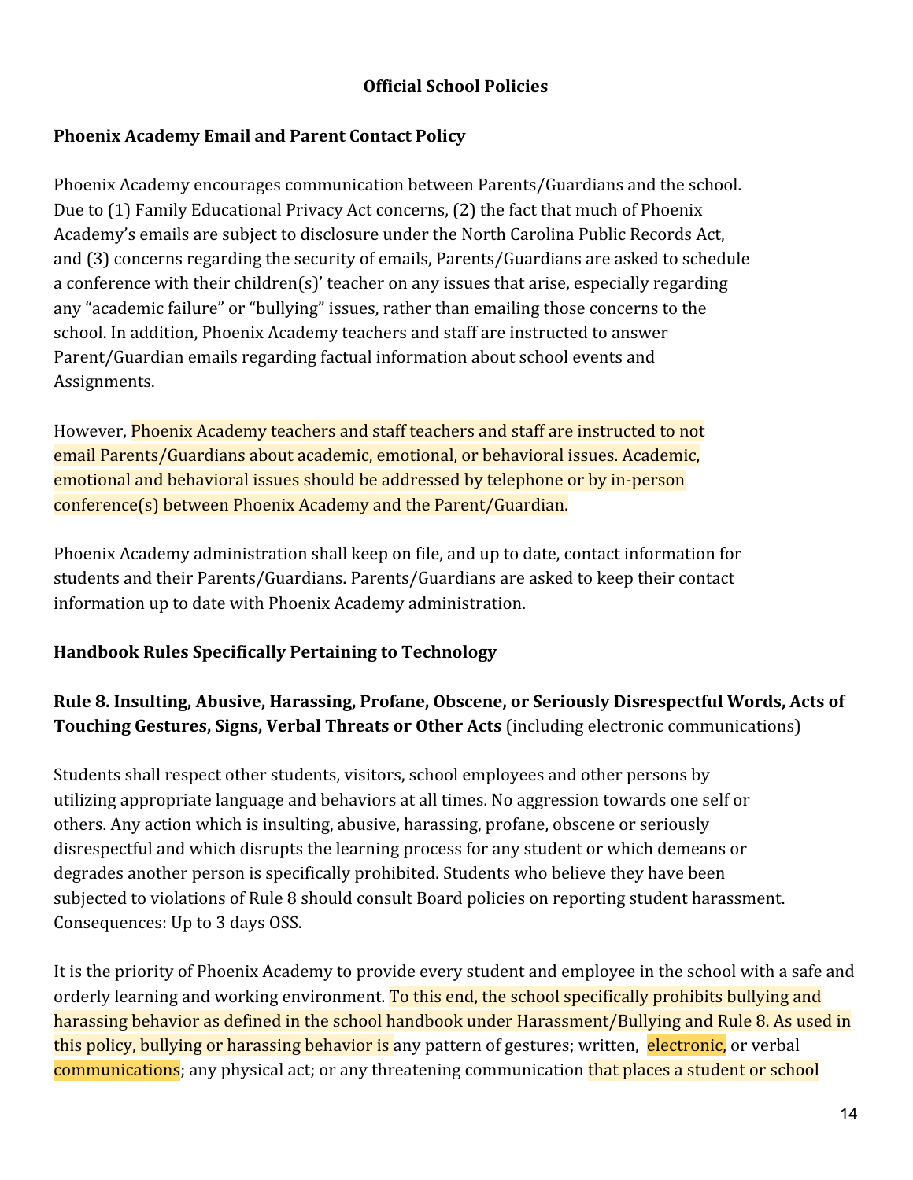**Official School Policies**

**Phoenix Academy Email and Parent Contact Policy**

Phoenix Academy encourages communication between Parents/Guardians and the school. Due to (1) Family Educational Privacy Act concerns, (2) the fact that much of Phoenix Academy's emails are subject to disclosure under the North Carolina Public Records Act, and (3) concerns regarding the security of emails, Parents/Guardians are asked to schedule a conference with their children(s)' teacher on any issues that arise, especially regarding any "academic failure" or "bullying" issues, rather than emailing those concerns to the school. In addition, Phoenix Academy teachers and staff are instructed to answer Parent/Guardian emails regarding factual information about school events and Assignments.

However, Phoenix Academy teachers and staff teachers and staff are instructed to not email Parents/Guardians about academic, emotional, or behavioral issues. Academic, emotional and behavioral issues should be addressed by telephone or by in-person conference(s) between Phoenix Academy and the Parent/Guardian.

Phoenix Academy administration shall keep on file, and up to date, contact information for students and their Parents/Guardians. Parents/Guardians are asked to keep their contact information up to date with Phoenix Academy administration.

**Handbook Rules Specifically Pertaining to Technology**

**Rule 8. Insulting, Abusive, Harassing, Profane, Obscene, or Seriously Disrespectful Words, Acts of Touching Gestures, Signs, Verbal Threats or Other Acts** (including electronic communications)

Students shall respect other students, visitors, school employees and other persons by utilizing appropriate language and behaviors at all times. No aggression towards one self or others. Any action which is insulting, abusive, harassing, profane, obscene or seriously disrespectful and which disrupts the learning process for any student or which demeans or degrades another person is specifically prohibited. Students who believe they have been subjected to violations of Rule 8 should consult Board policies on reporting student harassment. Consequences: Up to 3 days OSS.

It is the priority of Phoenix Academy to provide every student and employee in the school with a safe and orderly learning and working environment. To this end, the school specifically prohibits bullying and harassing behavior as defined in the school handbook under Harassment/Bullying and Rule 8. As used in this policy, bullying or harassing behavior is any pattern of gestures; written, electronic, or verbal communications; any physical act; or any threatening communication that places a student or school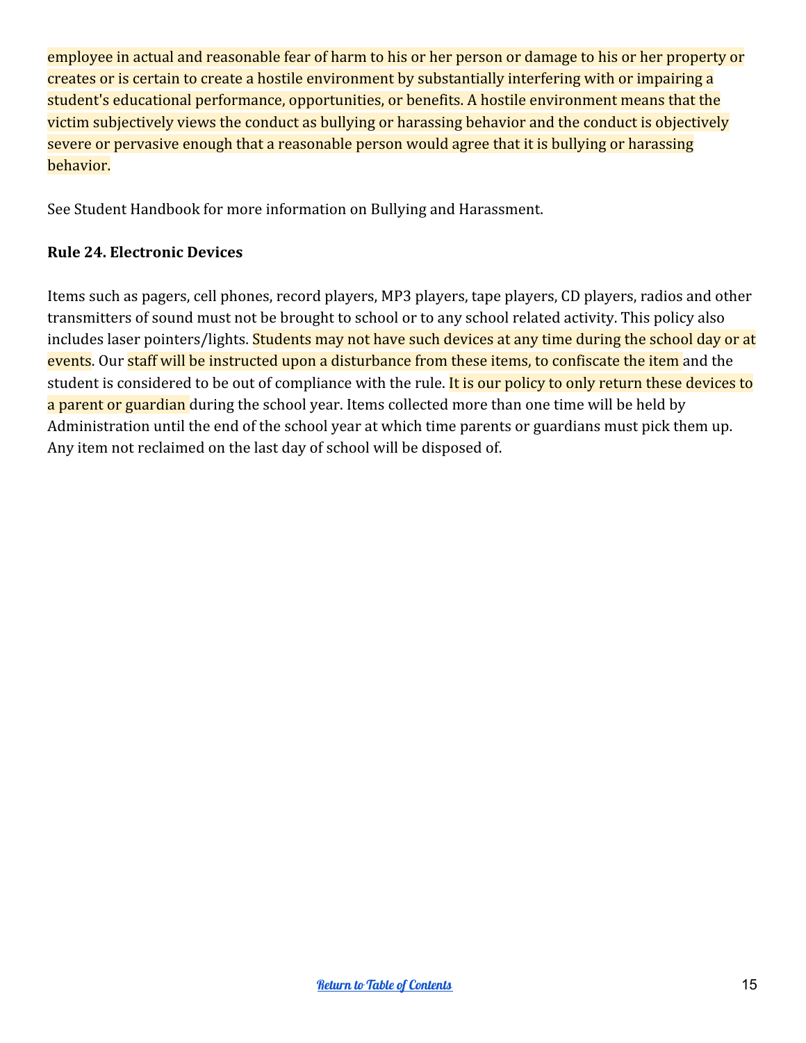employee in actual and reasonable fear of harm to his or her person or damage to his or her property or creates or is certain to create a hostile environment by substantially interfering with or impairing a student's educational performance, opportunities, or benefits. A hostile environment means that the victim subjectively views the conduct as bullying or harassing behavior and the conduct is objectively severe or pervasive enough that a reasonable person would agree that it is bullying or harassing behavior.

See Student Handbook for more information on Bullying and Harassment.

**Rule 24. Electronic Devices**

Items such as pagers, cell phones, record players, MP3 players, tape players, CD players, radios and other transmitters of sound must not be brought to school or to any school related activity. This policy also includes laser pointers/lights. Students may not have such devices at any time during the school day or at events. Our staff will be instructed upon a disturbance from these items, to confiscate the item and the student is considered to be out of compliance with the rule. It is our policy to only return these devices to a parent or guardian during the school year. Items collected more than one time will be held by Administration until the end of the school year at which time parents or guardians must pick them up. Any item not reclaimed on the last day of school will be disposed of.

Return to Table of Contents